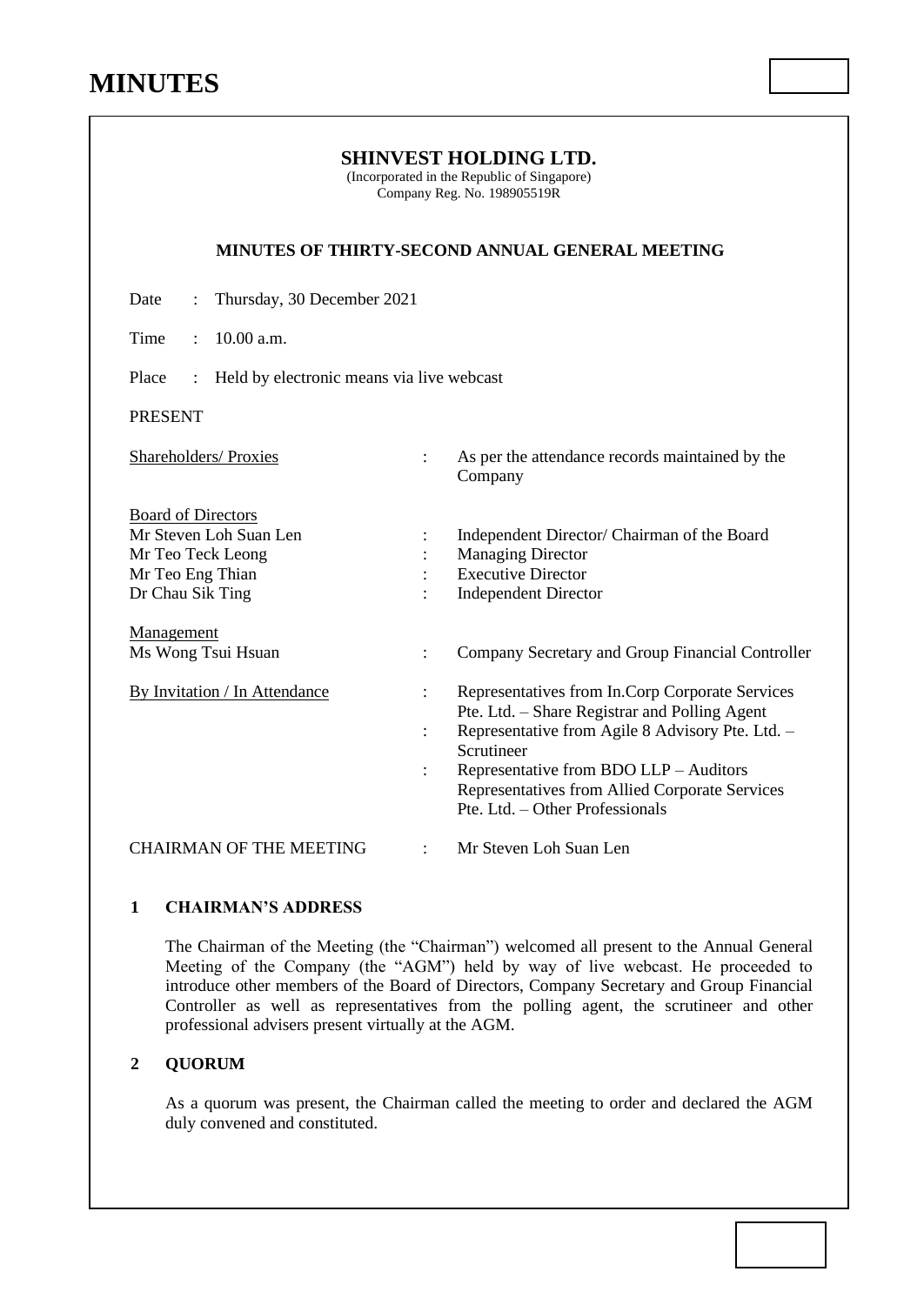# MINUTES

**SHINVEST HOLDING LTD.**
(Incorporated in the Republic of Singapore)
Company Reg. No. 198905519R

**MINUTES OF THIRTY-SECOND ANNUAL GENERAL MEETING**

Date : Thursday, 30 December 2021

Time : 10.00 a.m.

Place : Held by electronic means via live webcast

PRESENT

| | | |
|---|---|---|
| Shareholders/ Proxies | : | As per the attendance records maintained by the Company |
| **Board of Directors** | | |
| Mr Steven Loh Suan Len | : | Independent Director/ Chairman of the Board |
| Mr Teo Teck Leong | : | Managing Director |
| Mr Teo Eng Thian | : | Executive Director |
| Dr Chau Sik Ting | : | Independent Director |
| **Management** | | |
| Ms Wong Tsui Hsuan | : | Company Secretary and Group Financial Controller |
| By Invitation / In Attendance | : | Representatives from In.Corp Corporate Services Pte. Ltd. – Share Registrar and Polling Agent |
| | : | Representative from Agile 8 Advisory Pte. Ltd. – Scrutineer |
| | : | Representative from BDO LLP – Auditors<br>Representatives from Allied Corporate Services Pte. Ltd. – Other Professionals |
| CHAIRMAN OF THE MEETING | : | Mr Steven Loh Suan Len |

## 1 CHAIRMAN'S ADDRESS

The Chairman of the Meeting (the "Chairman") welcomed all present to the Annual General Meeting of the Company (the "AGM") held by way of live webcast. He proceeded to introduce other members of the Board of Directors, Company Secretary and Group Financial Controller as well as representatives from the polling agent, the scrutineer and other professional advisers present virtually at the AGM.

## 2 QUORUM

As a quorum was present, the Chairman called the meeting to order and declared the AGM duly convened and constituted.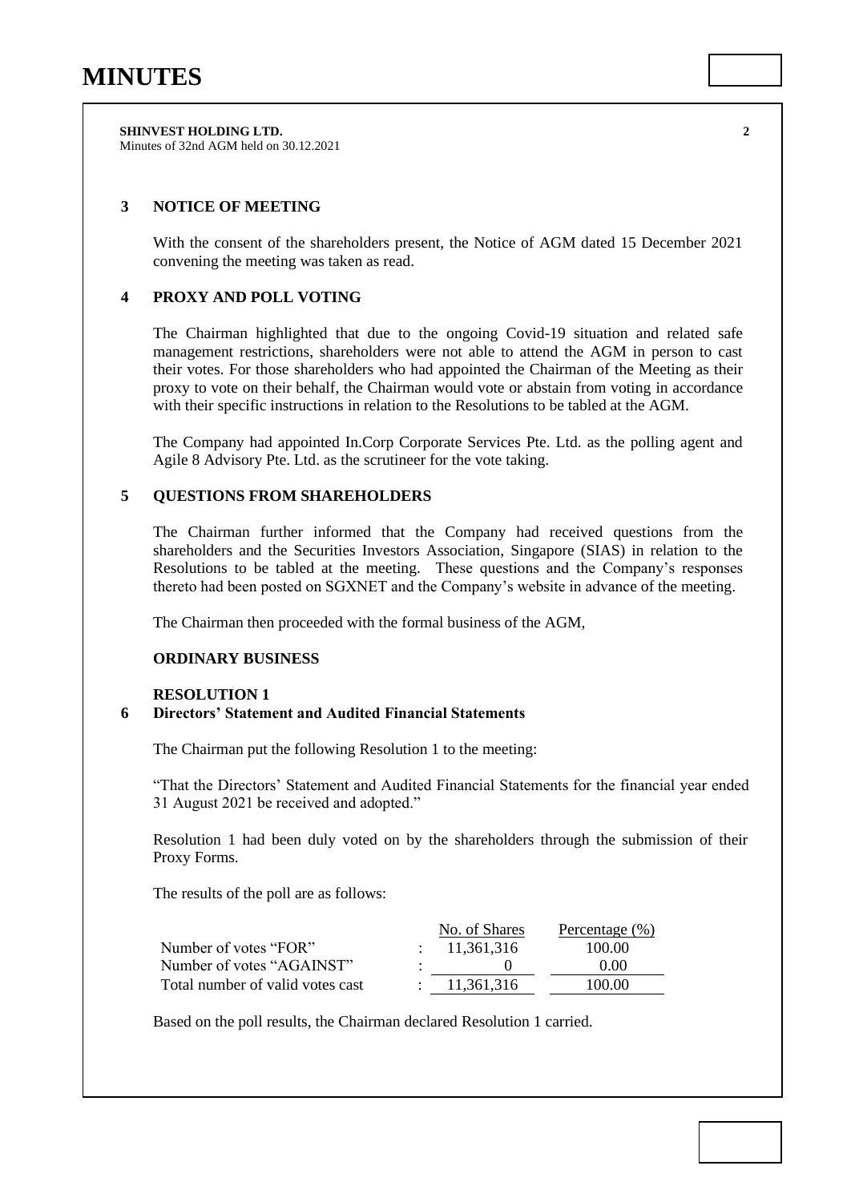## 3 NOTICE OF MEETING

With the consent of the shareholders present, the Notice of AGM dated 15 December 2021 convening the meeting was taken as read.

## 4 PROXY AND POLL VOTING

The Chairman highlighted that due to the ongoing Covid-19 situation and related safe management restrictions, shareholders were not able to attend the AGM in person to cast their votes. For those shareholders who had appointed the Chairman of the Meeting as their proxy to vote on their behalf, the Chairman would vote or abstain from voting in accordance with their specific instructions in relation to the Resolutions to be tabled at the AGM.

The Company had appointed In.Corp Corporate Services Pte. Ltd. as the polling agent and Agile 8 Advisory Pte. Ltd. as the scrutineer for the vote taking.

## 5 QUESTIONS FROM SHAREHOLDERS

The Chairman further informed that the Company had received questions from the shareholders and the Securities Investors Association, Singapore (SIAS) in relation to the Resolutions to be tabled at the meeting. These questions and the Company's responses thereto had been posted on SGXNET and the Company's website in advance of the meeting.

The Chairman then proceeded with the formal business of the AGM,

**ORDINARY BUSINESS**

**RESOLUTION 1**

## 6 Directors' Statement and Audited Financial Statements

The Chairman put the following Resolution 1 to the meeting:

"That the Directors' Statement and Audited Financial Statements for the financial year ended 31 August 2021 be received and adopted."

Resolution 1 had been duly voted on by the shareholders through the submission of their Proxy Forms.

The results of the poll are as follows:

| | | No. of Shares | Percentage (%) |
|---|---|---|---|
| Number of votes "FOR" | : | 11,361,316 | 100.00 |
| Number of votes "AGAINST" | : | 0 | 0.00 |
| Total number of valid votes cast | : | 11,361,316 | 100.00 |

Based on the poll results, the Chairman declared Resolution 1 carried.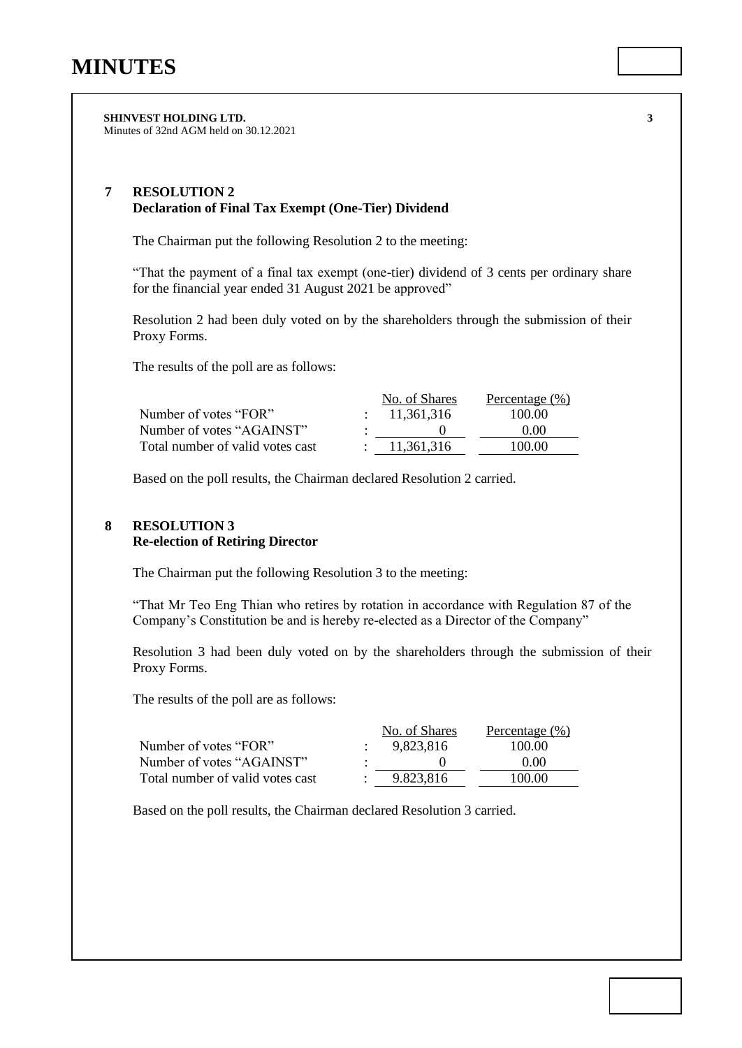## 7 RESOLUTION 2
**Declaration of Final Tax Exempt (One-Tier) Dividend**

The Chairman put the following Resolution 2 to the meeting:

"That the payment of a final tax exempt (one-tier) dividend of 3 cents per ordinary share for the financial year ended 31 August 2021 be approved"

Resolution 2 had been duly voted on by the shareholders through the submission of their Proxy Forms.

The results of the poll are as follows:

| | | No. of Shares | Percentage (%) |
|---|---|---|---|
| Number of votes "FOR" | : | 11,361,316 | 100.00 |
| Number of votes "AGAINST" | : | 0 | 0.00 |
| Total number of valid votes cast | : | 11,361,316 | 100.00 |

Based on the poll results, the Chairman declared Resolution 2 carried.

## 8 RESOLUTION 3
**Re-election of Retiring Director**

The Chairman put the following Resolution 3 to the meeting:

"That Mr Teo Eng Thian who retires by rotation in accordance with Regulation 87 of the Company's Constitution be and is hereby re-elected as a Director of the Company"

Resolution 3 had been duly voted on by the shareholders through the submission of their Proxy Forms.

The results of the poll are as follows:

| | | No. of Shares | Percentage (%) |
|---|---|---|---|
| Number of votes "FOR" | : | 9,823,816 | 100.00 |
| Number of votes "AGAINST" | : | 0 | 0.00 |
| Total number of valid votes cast | : | 9.823,816 | 100.00 |

Based on the poll results, the Chairman declared Resolution 3 carried.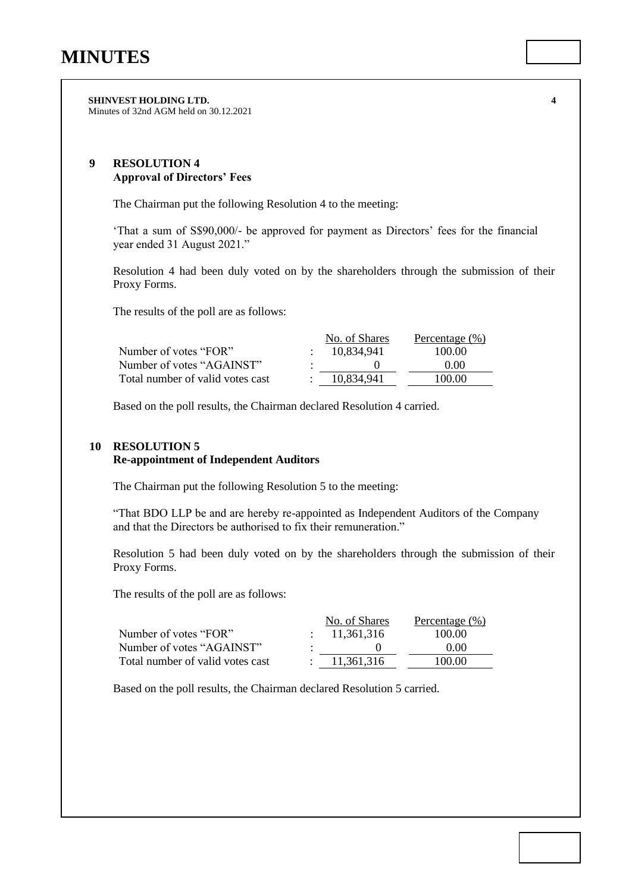## 9 RESOLUTION 4
**Approval of Directors' Fees**

The Chairman put the following Resolution 4 to the meeting:

'That a sum of S$90,000/- be approved for payment as Directors' fees for the financial year ended 31 August 2021."

Resolution 4 had been duly voted on by the shareholders through the submission of their Proxy Forms.

The results of the poll are as follows:

| | | No. of Shares | Percentage (%) |
|---|---|---|---|
| Number of votes "FOR" | : | 10,834,941 | 100.00 |
| Number of votes "AGAINST" | : | 0 | 0.00 |
| Total number of valid votes cast | : | 10,834,941 | 100.00 |

Based on the poll results, the Chairman declared Resolution 4 carried.

## 10 RESOLUTION 5
**Re-appointment of Independent Auditors**

The Chairman put the following Resolution 5 to the meeting:

"That BDO LLP be and are hereby re-appointed as Independent Auditors of the Company and that the Directors be authorised to fix their remuneration."

Resolution 5 had been duly voted on by the shareholders through the submission of their Proxy Forms.

The results of the poll are as follows:

| | | No. of Shares | Percentage (%) |
|---|---|---|---|
| Number of votes "FOR" | : | 11,361,316 | 100.00 |
| Number of votes "AGAINST" | : | 0 | 0.00 |
| Total number of valid votes cast | : | 11,361,316 | 100.00 |

Based on the poll results, the Chairman declared Resolution 5 carried.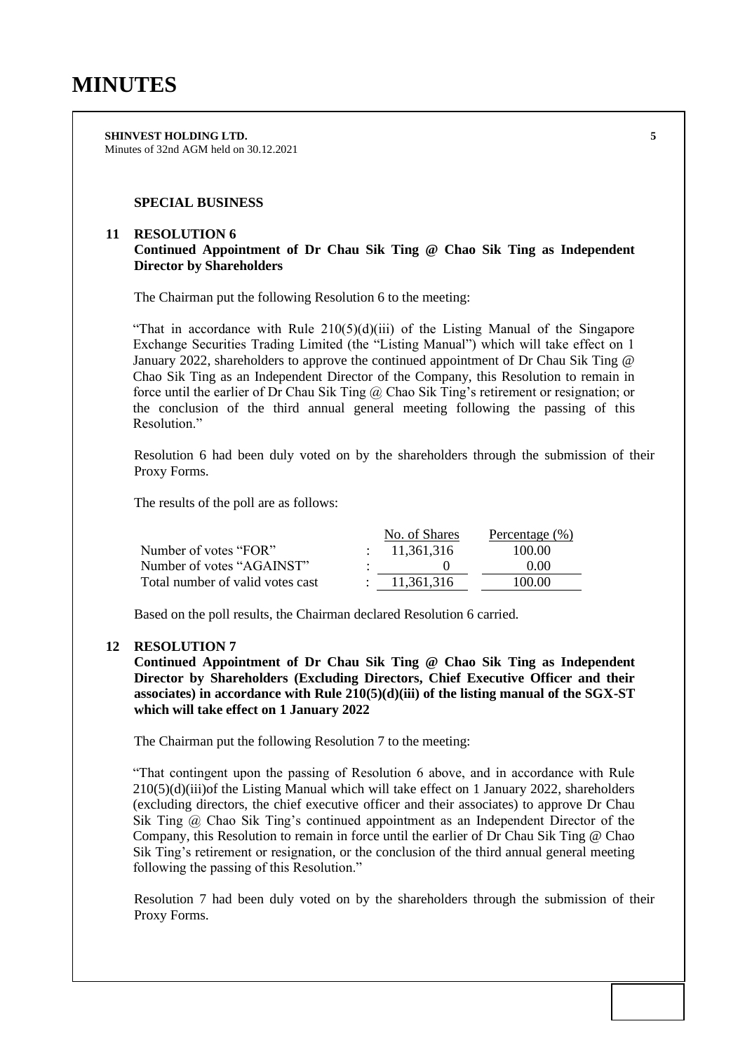# MINUTES

### SPECIAL BUSINESS

### 11 RESOLUTION 6

**Continued Appointment of Dr Chau Sik Ting @ Chao Sik Ting as Independent Director by Shareholders**

The Chairman put the following Resolution 6 to the meeting:

"That in accordance with Rule 210(5)(d)(iii) of the Listing Manual of the Singapore Exchange Securities Trading Limited (the "Listing Manual") which will take effect on 1 January 2022, shareholders to approve the continued appointment of Dr Chau Sik Ting @ Chao Sik Ting as an Independent Director of the Company, this Resolution to remain in force until the earlier of Dr Chau Sik Ting @ Chao Sik Ting's retirement or resignation; or the conclusion of the third annual general meeting following the passing of this Resolution."

Resolution 6 had been duly voted on by the shareholders through the submission of their Proxy Forms.

The results of the poll are as follows:

| | | No. of Shares | Percentage (%) |
|---|---|---|---|
| Number of votes "FOR" | : | 11,361,316 | 100.00 |
| Number of votes "AGAINST" | : | 0 | 0.00 |
| Total number of valid votes cast | : | 11,361,316 | 100.00 |

Based on the poll results, the Chairman declared Resolution 6 carried.

### 12 RESOLUTION 7

**Continued Appointment of Dr Chau Sik Ting @ Chao Sik Ting as Independent Director by Shareholders (Excluding Directors, Chief Executive Officer and their associates) in accordance with Rule 210(5)(d)(iii) of the listing manual of the SGX-ST which will take effect on 1 January 2022**

The Chairman put the following Resolution 7 to the meeting:

"That contingent upon the passing of Resolution 6 above, and in accordance with Rule 210(5)(d)(iii)of the Listing Manual which will take effect on 1 January 2022, shareholders (excluding directors, the chief executive officer and their associates) to approve Dr Chau Sik Ting @ Chao Sik Ting's continued appointment as an Independent Director of the Company, this Resolution to remain in force until the earlier of Dr Chau Sik Ting @ Chao Sik Ting's retirement or resignation, or the conclusion of the third annual general meeting following the passing of this Resolution."

Resolution 7 had been duly voted on by the shareholders through the submission of their Proxy Forms.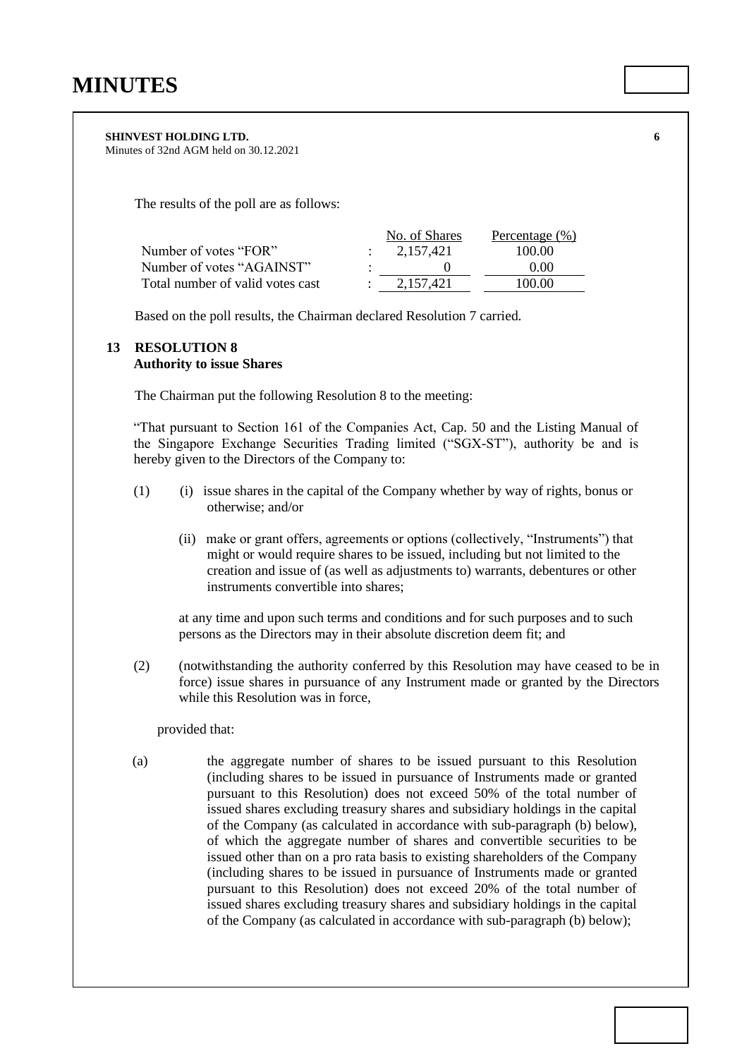The results of the poll are as follows:

| | | No. of Shares | Percentage (%) |
|---|---|---|---|
| Number of votes "FOR" | : | 2,157,421 | 100.00 |
| Number of votes "AGAINST" | : | 0 | 0.00 |
| Total number of valid votes cast | : | 2,157,421 | 100.00 |

Based on the poll results, the Chairman declared Resolution 7 carried.

## 13 RESOLUTION 8
**Authority to issue Shares**

The Chairman put the following Resolution 8 to the meeting:

"That pursuant to Section 161 of the Companies Act, Cap. 50 and the Listing Manual of the Singapore Exchange Securities Trading limited ("SGX-ST"), authority be and is hereby given to the Directors of the Company to:

(1) (i) issue shares in the capital of the Company whether by way of rights, bonus or otherwise; and/or

(ii) make or grant offers, agreements or options (collectively, "Instruments") that might or would require shares to be issued, including but not limited to the creation and issue of (as well as adjustments to) warrants, debentures or other instruments convertible into shares;

at any time and upon such terms and conditions and for such purposes and to such persons as the Directors may in their absolute discretion deem fit; and

(2) (notwithstanding the authority conferred by this Resolution may have ceased to be in force) issue shares in pursuance of any Instrument made or granted by the Directors while this Resolution was in force,

provided that:

(a) the aggregate number of shares to be issued pursuant to this Resolution (including shares to be issued in pursuance of Instruments made or granted pursuant to this Resolution) does not exceed 50% of the total number of issued shares excluding treasury shares and subsidiary holdings in the capital of the Company (as calculated in accordance with sub-paragraph (b) below), of which the aggregate number of shares and convertible securities to be issued other than on a pro rata basis to existing shareholders of the Company (including shares to be issued in pursuance of Instruments made or granted pursuant to this Resolution) does not exceed 20% of the total number of issued shares excluding treasury shares and subsidiary holdings in the capital of the Company (as calculated in accordance with sub-paragraph (b) below);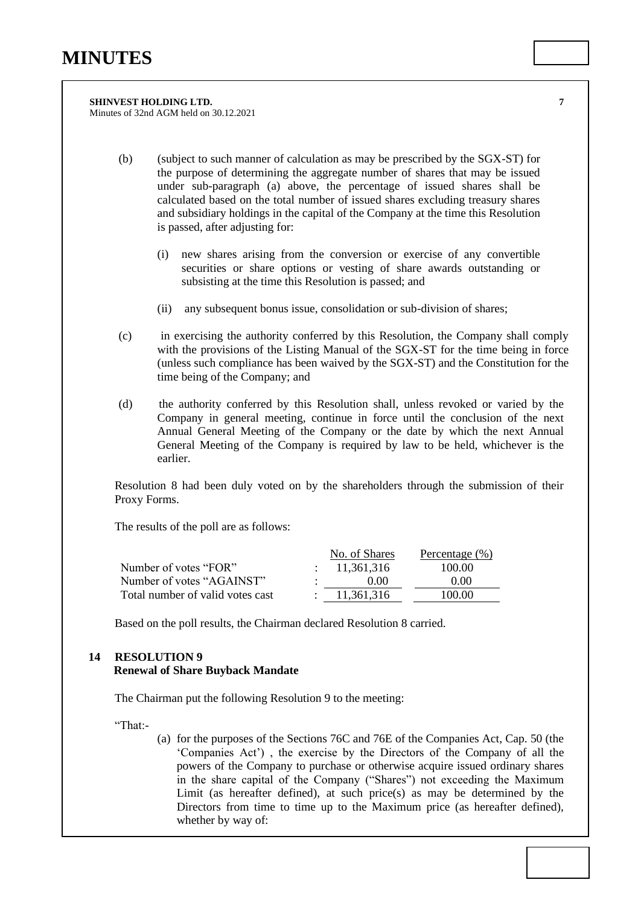(b) (subject to such manner of calculation as may be prescribed by the SGX-ST) for the purpose of determining the aggregate number of shares that may be issued under sub-paragraph (a) above, the percentage of issued shares shall be calculated based on the total number of issued shares excluding treasury shares and subsidiary holdings in the capital of the Company at the time this Resolution is passed, after adjusting for:

   (i) new shares arising from the conversion or exercise of any convertible securities or share options or vesting of share awards outstanding or subsisting at the time this Resolution is passed; and

   (ii) any subsequent bonus issue, consolidation or sub-division of shares;

(c) in exercising the authority conferred by this Resolution, the Company shall comply with the provisions of the Listing Manual of the SGX-ST for the time being in force (unless such compliance has been waived by the SGX-ST) and the Constitution for the time being of the Company; and

(d) the authority conferred by this Resolution shall, unless revoked or varied by the Company in general meeting, continue in force until the conclusion of the next Annual General Meeting of the Company or the date by which the next Annual General Meeting of the Company is required by law to be held, whichever is the earlier.

Resolution 8 had been duly voted on by the shareholders through the submission of their Proxy Forms.

The results of the poll are as follows:

| | | No. of Shares | Percentage (%) |
|---|---|---|---|
| Number of votes "FOR" | : | 11,361,316 | 100.00 |
| Number of votes "AGAINST" | : | 0.00 | 0.00 |
| Total number of valid votes cast | : | 11,361,316 | 100.00 |

Based on the poll results, the Chairman declared Resolution 8 carried.

## 14 RESOLUTION 9
**Renewal of Share Buyback Mandate**

The Chairman put the following Resolution 9 to the meeting:

"That:-

(a) for the purposes of the Sections 76C and 76E of the Companies Act, Cap. 50 (the 'Companies Act') , the exercise by the Directors of the Company of all the powers of the Company to purchase or otherwise acquire issued ordinary shares in the share capital of the Company ("Shares") not exceeding the Maximum Limit (as hereafter defined), at such price(s) as may be determined by the Directors from time to time up to the Maximum price (as hereafter defined), whether by way of: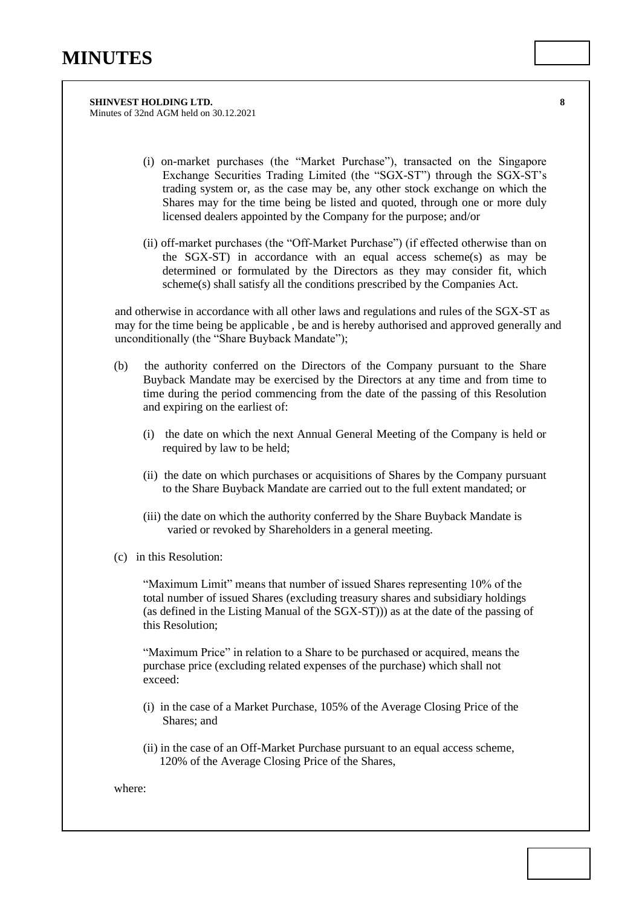(i) on-market purchases (the "Market Purchase"), transacted on the Singapore Exchange Securities Trading Limited (the "SGX-ST") through the SGX-ST's trading system or, as the case may be, any other stock exchange on which the Shares may for the time being be listed and quoted, through one or more duly licensed dealers appointed by the Company for the purpose; and/or

(ii) off-market purchases (the "Off-Market Purchase") (if effected otherwise than on the SGX-ST) in accordance with an equal access scheme(s) as may be determined or formulated by the Directors as they may consider fit, which scheme(s) shall satisfy all the conditions prescribed by the Companies Act.

and otherwise in accordance with all other laws and regulations and rules of the SGX-ST as may for the time being be applicable , be and is hereby authorised and approved generally and unconditionally (the "Share Buyback Mandate");

(b) the authority conferred on the Directors of the Company pursuant to the Share Buyback Mandate may be exercised by the Directors at any time and from time to time during the period commencing from the date of the passing of this Resolution and expiring on the earliest of:

(i) the date on which the next Annual General Meeting of the Company is held or required by law to be held;

(ii) the date on which purchases or acquisitions of Shares by the Company pursuant to the Share Buyback Mandate are carried out to the full extent mandated; or

(iii) the date on which the authority conferred by the Share Buyback Mandate is varied or revoked by Shareholders in a general meeting.

(c) in this Resolution:

"Maximum Limit" means that number of issued Shares representing 10% of the total number of issued Shares (excluding treasury shares and subsidiary holdings (as defined in the Listing Manual of the SGX-ST))) as at the date of the passing of this Resolution;

"Maximum Price" in relation to a Share to be purchased or acquired, means the purchase price (excluding related expenses of the purchase) which shall not exceed:

(i) in the case of a Market Purchase, 105% of the Average Closing Price of the Shares; and

(ii) in the case of an Off-Market Purchase pursuant to an equal access scheme, 120% of the Average Closing Price of the Shares,

where: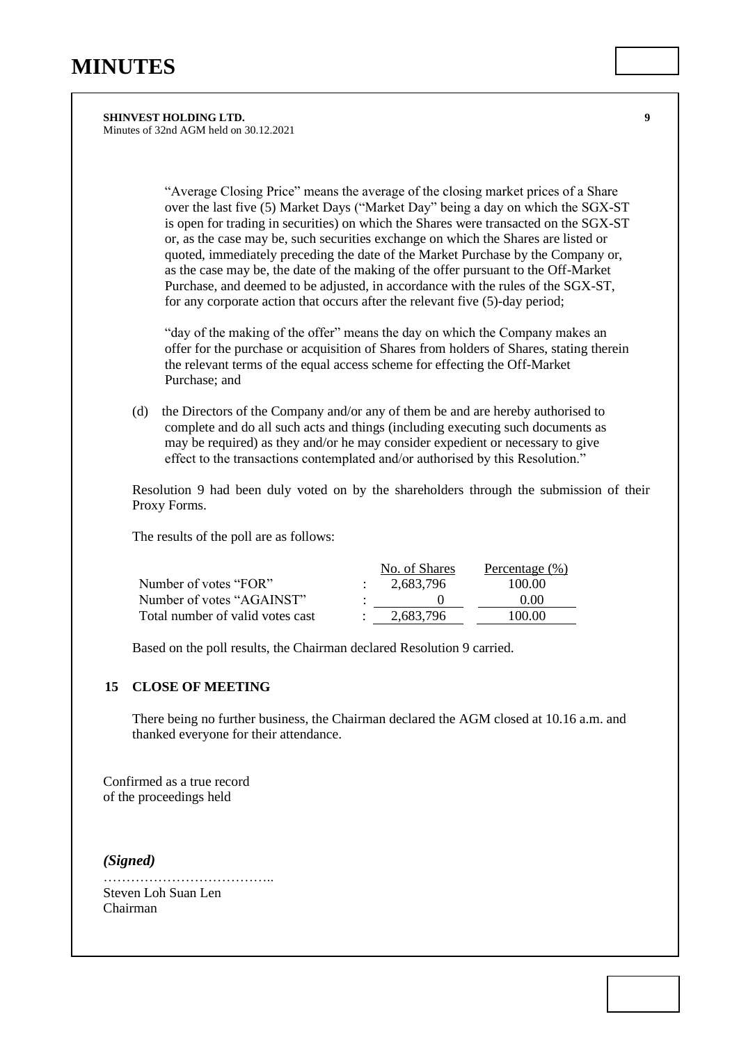"Average Closing Price" means the average of the closing market prices of a Share over the last five (5) Market Days ("Market Day" being a day on which the SGX-ST is open for trading in securities) on which the Shares were transacted on the SGX-ST or, as the case may be, such securities exchange on which the Shares are listed or quoted, immediately preceding the date of the Market Purchase by the Company or, as the case may be, the date of the making of the offer pursuant to the Off-Market Purchase, and deemed to be adjusted, in accordance with the rules of the SGX-ST, for any corporate action that occurs after the relevant five (5)-day period;

"day of the making of the offer" means the day on which the Company makes an offer for the purchase or acquisition of Shares from holders of Shares, stating therein the relevant terms of the equal access scheme for effecting the Off-Market Purchase; and

(d) the Directors of the Company and/or any of them be and are hereby authorised to complete and do all such acts and things (including executing such documents as may be required) as they and/or he may consider expedient or necessary to give effect to the transactions contemplated and/or authorised by this Resolution."

Resolution 9 had been duly voted on by the shareholders through the submission of their Proxy Forms.

The results of the poll are as follows:

| | | No. of Shares | Percentage (%) |
|---|---|---|---|
| Number of votes "FOR" | : | 2,683,796 | 100.00 |
| Number of votes "AGAINST" | : | 0 | 0.00 |
| Total number of valid votes cast | : | 2,683,796 | 100.00 |

Based on the poll results, the Chairman declared Resolution 9 carried.

## 15 CLOSE OF MEETING

There being no further business, the Chairman declared the AGM closed at 10.16 a.m. and thanked everyone for their attendance.

Confirmed as a true record
of the proceedings held

*(Signed)*

………………………………..
Steven Loh Suan Len
Chairman